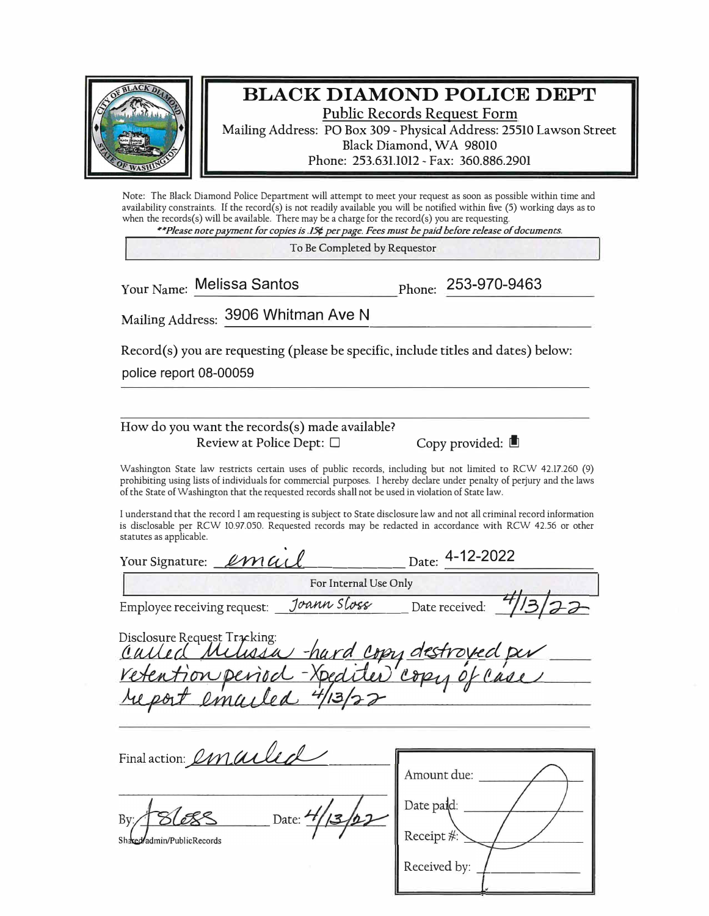# BLACK DIAMOND POLICE DEPT

Public Records Request Form

Mailing Address: PO Box 309 - Physical Address: 25510 Lawson Street
Black Diamond, WA 98010
Phone: 253.631.1012 - Fax: 360.886.2901

Note: The Black Diamond Police Department will attempt to meet your request as soon as possible within time and availability constraints. If the record(s) is not readily available you will be notified within five (5) working days as to when the records(s) will be available. There may be a charge for the record(s) you are requesting.

***Please note payment for copies is .15¢ per page. Fees must be paid before release of documents.*

**To Be Completed by Requestor**

Your Name: Melissa Santos Phone: 253-970-9463

Mailing Address: 3906 Whitman Ave N

Record(s) you are requesting (please be specific, include titles and dates) below:

police report 08-00059

How do you want the records(s) made available?

Review at Police Dept: ☐ Copy provided: ■

Washington State law restricts certain uses of public records, including but not limited to RCW 42.17.260 (9) prohibiting using lists of individuals for commercial purposes. I hereby declare under penalty of perjury and the laws of the State of Washington that the requested records shall not be used in violation of State law.

I understand that the record I am requesting is subject to State disclosure law and not all criminal record information is disclosable per RCW 10.97.050. Requested records may be redacted in accordance with RCW 42.56 or other statutes as applicable.

Your Signature: email Date: 4-12-2022

**For Internal Use Only**

Employee receiving request: Joann Sloss Date received: 4/13/22

Disclosure Request Tracking:
Called Melissa - hard copy destroyed per retention period - Xpediter copy of case report emailed 4/13/22

Final action: emailed

By: JSloss Date: 4/13/22

Shared/admin/PublicRecords

Amount due:
Date paid:
Receipt #:
Received by: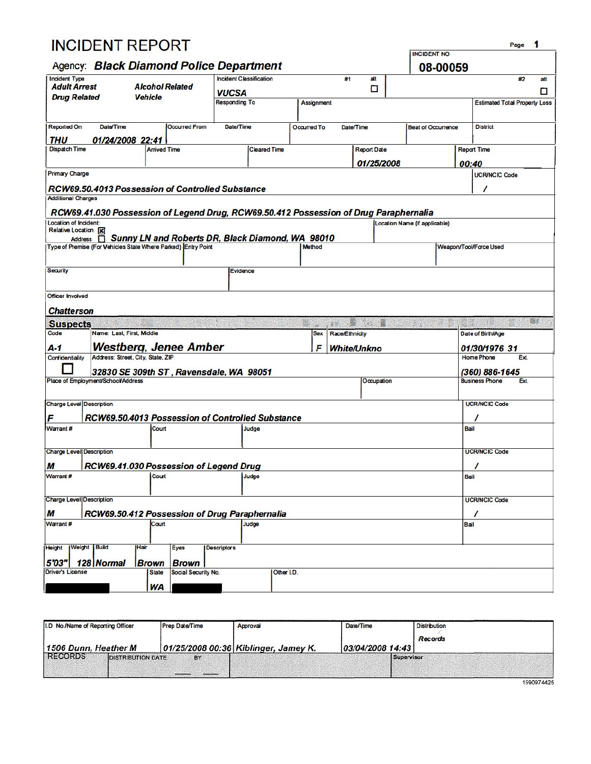# INCIDENT REPORT

Agency: **Black Diamond Police Department**

| INCIDENT NO |
|---|
| 08-00059 |

| Incident Type | | Incident Classification | #1 | alt | #2 | alt |
|---|---|---|---|---|---|---|
| Adult Arrest | Alcohol Related | VUCSA | | ☐ | | ☐ |
| Drug Related | Vehicle | | | | | |

| Responding To | Assignment | Estimated Total Property Loss |
|---|---|---|
| | | |

| Reported On | Date/Time | Occurred From | Date/Time | Occurred To | Date/Time | Beat of Occurrence | District |
|---|---|---|---|---|---|---|---|
| THU | 01/24/2008 22:41 | | | | | | |

| Dispatch Time | Arrived Time | Cleared Time | Report Date | Report Time |
|---|---|---|---|---|
| | | | 01/25/2008 | 00:40 |

| Primary Charge | UCR/NCIC Code |
|---|---|
| RCW69.50.4013 Possession of Controlled Substance | / |

**Additional Charges**

RCW69.41.030 Possession of Legend Drug, RCW69.50.412 Possession of Drug Paraphernalia

| Location of Incident: Relative Location ☒ Address ☐ | Location Name (if applicable) |
|---|---|
| Sunny LN and Roberts DR, Black Diamond, WA 98010 | |

| Type of Premise (For Vehicles State Where Parked) | Entry Point | Method | Weapon/Tool/Force Used |
|---|---|---|---|
| | | | |

| Security | Evidence |
|---|---|
| | |

**Officer Involved**

Chatterson

## Suspects

| Code | Name: Last, First, Middle | Sex | Race/Ethnicity | Date of Birth/Age |
|---|---|---|---|---|
| A-1 | Westberg, Jenee Amber | F | White/Unkno | 01/30/1976 31 |

| Confidentiality | Address: Street, City, State, ZIP | Home Phone | Ext. |
|---|---|---|---|
| ☐ | 32830 SE 309th ST , Ravensdale, WA 98051 | (360) 886-1645 | |

| Place of Employment/School/Address | Occupation | Business Phone | Ext. |
|---|---|---|---|
| | | | |

| Charge Level | Description | UCR/NCIC Code |
|---|---|---|
| F | RCW69.50.4013 Possession of Controlled Substance | / |

| Warrant # | Court | Judge | Bail |
|---|---|---|---|
| | | | |

| Charge Level | Description | UCR/NCIC Code |
|---|---|---|
| M | RCW69.41.030 Possession of Legend Drug | / |

| Warrant # | Court | Judge | Bail |
|---|---|---|---|
| | | | |

| Charge Level | Description | UCR/NCIC Code |
|---|---|---|
| M | RCW69.50.412 Possession of Drug Paraphernalia | / |

| Warrant # | Court | Judge | Bail |
|---|---|---|---|
| | | | |

| Height | Weight | Build | Hair | Eyes | Descriptors |
|---|---|---|---|---|---|
| 5'03" | 128 | Normal | Brown | Brown | |

| Driver's License | State | Social Security No. | Other I.D. |
|---|---|---|---|
| [REDACTED] | WA | [REDACTED] | |

| I.D. No./Name of Reporting Officer | Prep Date/Time | Approval | Date/Time | Distribution |
|---|---|---|---|---|
| 1506 Dunn, Heather M | 01/25/2008 00:36 | Kiblinger, Jamey K. | 03/04/2008 14:43 | Records |

| RECORDS | DISTRIBUTION DATE | BY | | Supervisor |
|---|---|---|---|---|
| | | | | |

1590974425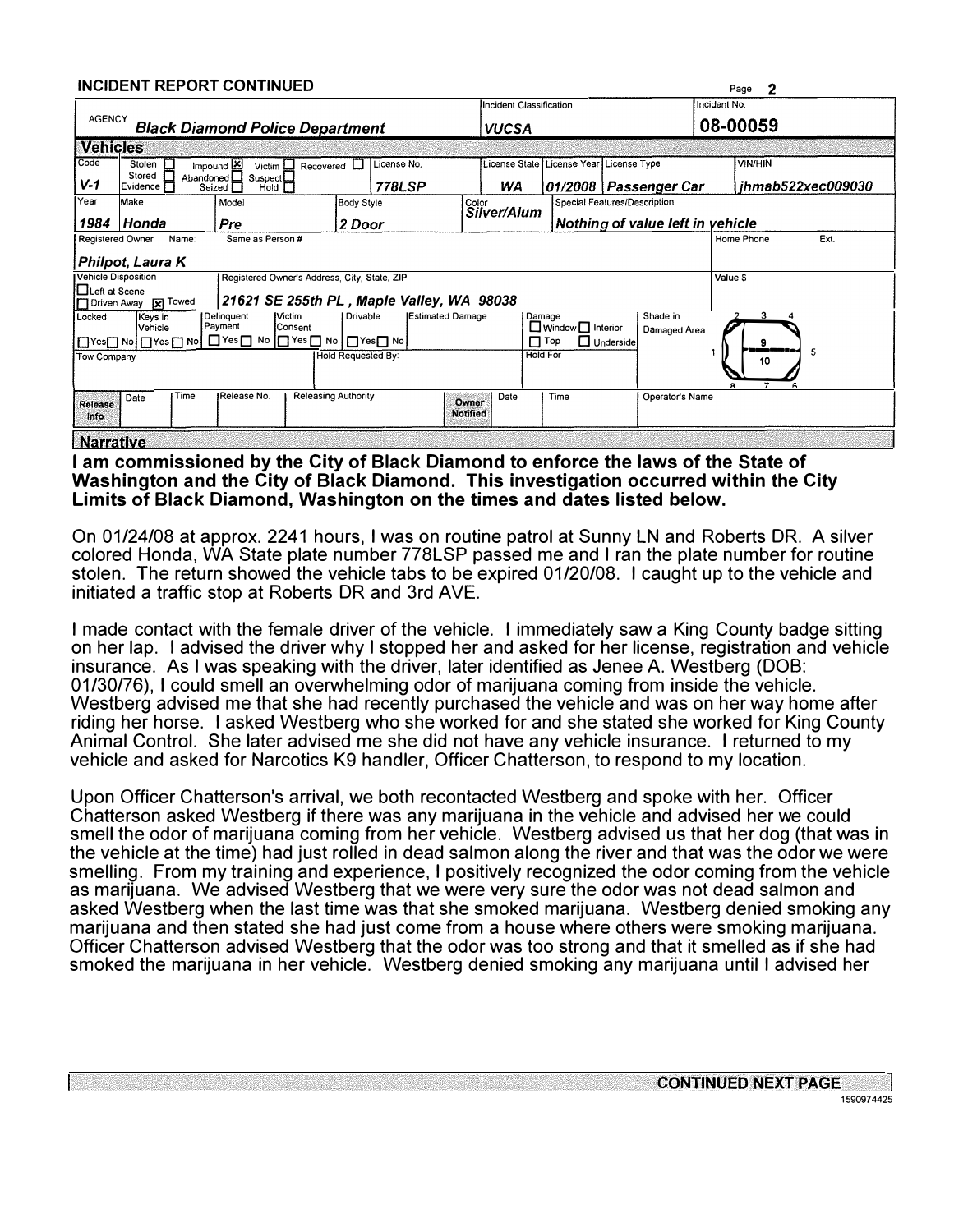## INCIDENT REPORT CONTINUED

| AGENCY | Incident Classification | Incident No. |
|---|---|---|
| Black Diamond Police Department | VUCSA | 08-00059 |

### Vehicles

| Code | Stolen / Stored / Evidence / Impound / Abandoned / Seized / Victim / Suspect / Hold / Recovered | License No. | License State | License Year | License Type | VIN/HIN |
|---|---|---|---|---|---|---|
| V-1 | Impound [X] | 778LSP | WA | 01/2008 | Passenger Car | jhmab522xec009030 |

| Year | Make | Model | Body Style | Color | Special Features/Description |
|---|---|---|---|---|---|
| 1984 | Honda | Pre | 2 Door | Silver/Alum | Nothing of value left in vehicle |

| Registered Owner Name: | Same as Person # | Home Phone | Ext. |
|---|---|---|---|
| Philpot, Laura K | | | |

| Vehicle Disposition | Registered Owner's Address, City, State, ZIP | Value $ |
|---|---|---|
| [ ] Left at Scene [ ] Driven Away [X] Towed | 21621 SE 255th PL , Maple Valley, WA 98038 | |

| Locked | Keys in Vehicle | Delinquent Payment | Victim Consent | Drivable | Estimated Damage | Damage | Shade in Damaged Area |
|---|---|---|---|---|---|---|---|
| [ ] Yes [ ] No | [ ] Yes [ ] No | [ ] Yes [ ] No | [ ] Yes [ ] No | [ ] Yes [ ] No | | [ ] Window [ ] Interior [ ] Top [ ] Underside | |

| Tow Company | Hold Requested By: | Hold For |
|---|---|---|
| | | |

| Release Info | Date | Time | Release No. | Releasing Authority | Owner Notified | Date | Time | Operator's Name |
|---|---|---|---|---|---|---|---|---|
| | | | | | | | | |

### Narrative

**I am commissioned by the City of Black Diamond to enforce the laws of the State of Washington and the City of Black Diamond. This investigation occurred within the City Limits of Black Diamond, Washington on the times and dates listed below.**

On 01/24/08 at approx. 2241 hours, I was on routine patrol at Sunny LN and Roberts DR. A silver colored Honda, WA State plate number 778LSP passed me and I ran the plate number for routine stolen. The return showed the vehicle tabs to be expired 01/20/08. I caught up to the vehicle and initiated a traffic stop at Roberts DR and 3rd AVE.

I made contact with the female driver of the vehicle. I immediately saw a King County badge sitting on her lap. I advised the driver why I stopped her and asked for her license, registration and vehicle insurance. As I was speaking with the driver, later identified as Jenee A. Westberg (DOB: 01/30/76), I could smell an overwhelming odor of marijuana coming from inside the vehicle. Westberg advised me that she had recently purchased the vehicle and was on her way home after riding her horse. I asked Westberg who she worked for and she stated she worked for King County Animal Control. She later advised me she did not have any vehicle insurance. I returned to my vehicle and asked for Narcotics K9 handler, Officer Chatterson, to respond to my location.

Upon Officer Chatterson's arrival, we both recontacted Westberg and spoke with her. Officer Chatterson asked Westberg if there was any marijuana in the vehicle and advised her we could smell the odor of marijuana coming from her vehicle. Westberg advised us that her dog (that was in the vehicle at the time) had just rolled in dead salmon along the river and that was the odor we were smelling. From my training and experience, I positively recognized the odor coming from the vehicle as marijuana. We advised Westberg that we were very sure the odor was not dead salmon and asked Westberg when the last time was that she smoked marijuana. Westberg denied smoking any marijuana and then stated she had just come from a house where others were smoking marijuana. Officer Chatterson advised Westberg that the odor was too strong and that it smelled as if she had smoked the marijuana in her vehicle. Westberg denied smoking any marijuana until I advised her

CONTINUED NEXT PAGE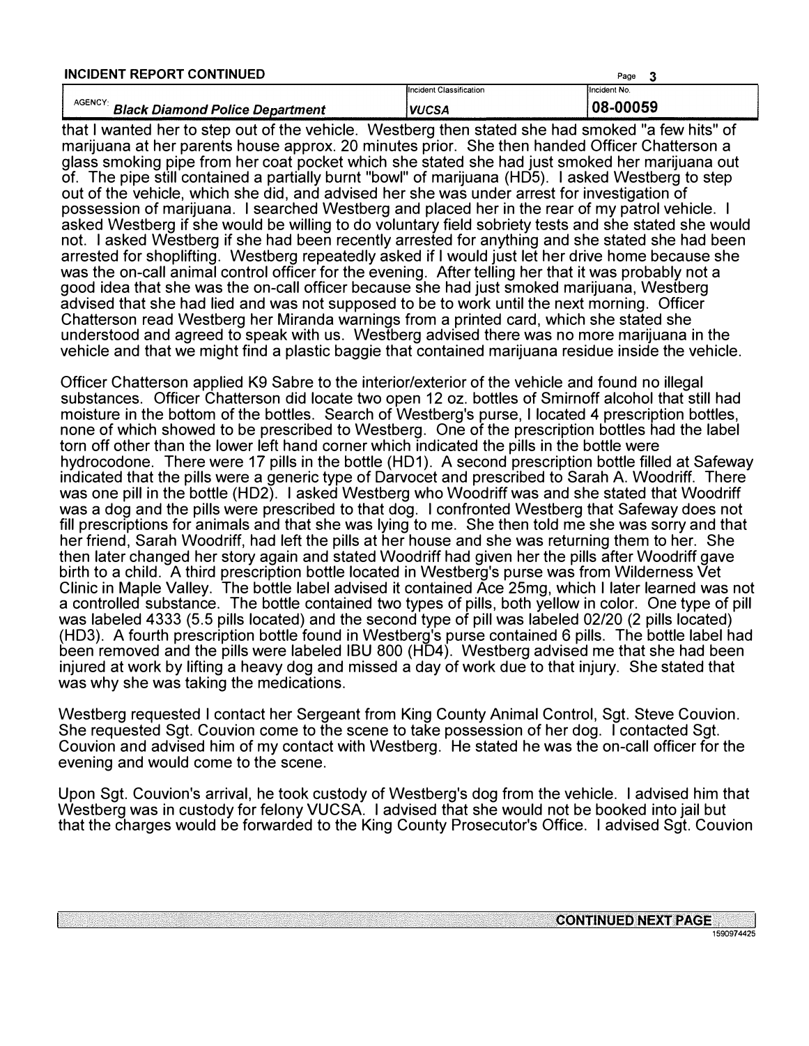**INCIDENT REPORT CONTINUED**

| AGENCY: | Incident Classification | Incident No. |
|---|---|---|
| *Black Diamond Police Department* | *VUCSA* | **08-00059** |

that I wanted her to step out of the vehicle. Westberg then stated she had smoked "a few hits" of marijuana at her parents house approx. 20 minutes prior. She then handed Officer Chatterson a glass smoking pipe from her coat pocket which she stated she had just smoked her marijuana out of. The pipe still contained a partially burnt "bowl" of marijuana (HD5). I asked Westberg to step out of the vehicle, which she did, and advised her she was under arrest for investigation of possession of marijuana. I searched Westberg and placed her in the rear of my patrol vehicle. I asked Westberg if she would be willing to do voluntary field sobriety tests and she stated she would not. I asked Westberg if she had been recently arrested for anything and she stated she had been arrested for shoplifting. Westberg repeatedly asked if I would just let her drive home because she was the on-call animal control officer for the evening. After telling her that it was probably not a good idea that she was the on-call officer because she had just smoked marijuana, Westberg advised that she had lied and was not supposed to be to work until the next morning. Officer Chatterson read Westberg her Miranda warnings from a printed card, which she stated she understood and agreed to speak with us. Westberg advised there was no more marijuana in the vehicle and that we might find a plastic baggie that contained marijuana residue inside the vehicle.

Officer Chatterson applied K9 Sabre to the interior/exterior of the vehicle and found no illegal substances. Officer Chatterson did locate two open 12 oz. bottles of Smirnoff alcohol that still had moisture in the bottom of the bottles. Search of Westberg's purse, I located 4 prescription bottles, none of which showed to be prescribed to Westberg. One of the prescription bottles had the label torn off other than the lower left hand corner which indicated the pills in the bottle were hydrocodone. There were 17 pills in the bottle (HD1). A second prescription bottle filled at Safeway indicated that the pills were a generic type of Darvocet and prescribed to Sarah A. Woodriff. There was one pill in the bottle (HD2). I asked Westberg who Woodriff was and she stated that Woodriff was a dog and the pills were prescribed to that dog. I confronted Westberg that Safeway does not fill prescriptions for animals and that she was lying to me. She then told me she was sorry and that her friend, Sarah Woodriff, had left the pills at her house and she was returning them to her. She then later changed her story again and stated Woodriff had given her the pills after Woodriff gave birth to a child. A third prescription bottle located in Westberg's purse was from Wilderness Vet Clinic in Maple Valley. The bottle label advised it contained Ace 25mg, which I later learned was not a controlled substance. The bottle contained two types of pills, both yellow in color. One type of pill was labeled 4333 (5.5 pills located) and the second type of pill was labeled 02/20 (2 pills located) (HD3). A fourth prescription bottle found in Westberg's purse contained 6 pills. The bottle label had been removed and the pills were labeled IBU 800 (HD4). Westberg advised me that she had been injured at work by lifting a heavy dog and missed a day of work due to that injury. She stated that was why she was taking the medications.

Westberg requested I contact her Sergeant from King County Animal Control, Sgt. Steve Couvion. She requested Sgt. Couvion come to the scene to take possession of her dog. I contacted Sgt. Couvion and advised him of my contact with Westberg. He stated he was the on-call officer for the evening and would come to the scene.

Upon Sgt. Couvion's arrival, he took custody of Westberg's dog from the vehicle. I advised him that Westberg was in custody for felony VUCSA. I advised that she would not be booked into jail but that the charges would be forwarded to the King County Prosecutor's Office. I advised Sgt. Couvion

**CONTINUED NEXT PAGE**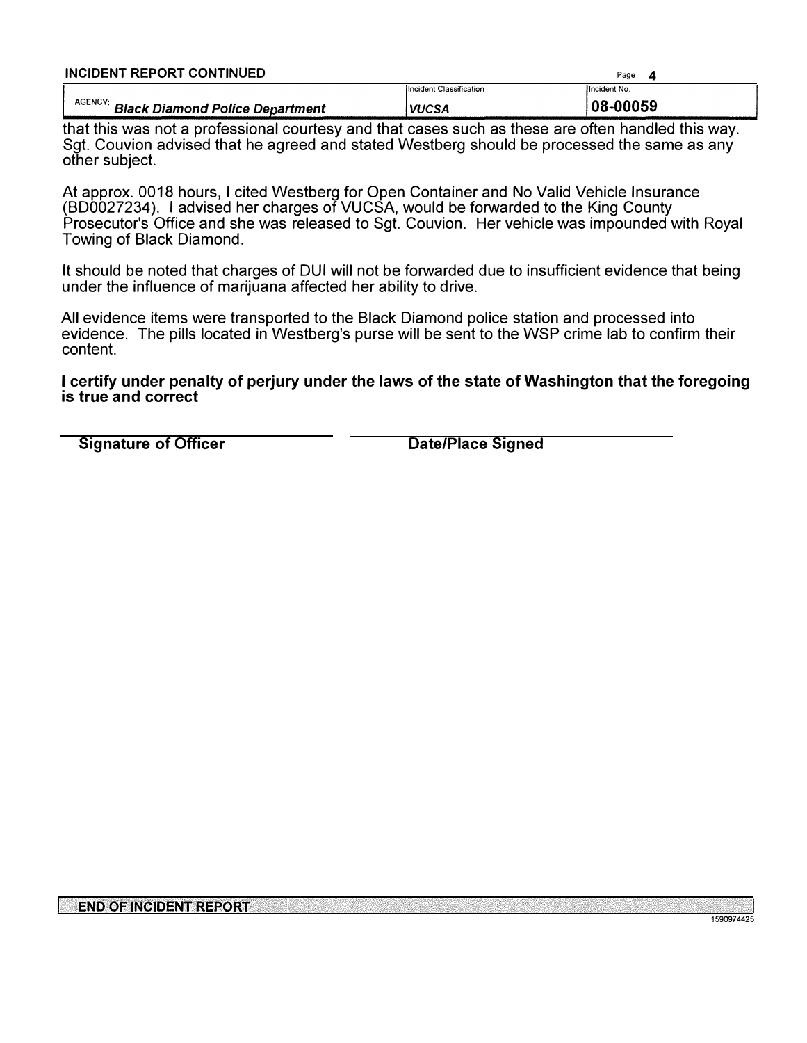**INCIDENT REPORT CONTINUED**

| AGENCY: | Incident Classification | Incident No. |
|---|---|---|
| *Black Diamond Police Department* | *VUCSA* | **08-00059** |

that this was not a professional courtesy and that cases such as these are often handled this way. Sgt. Couvion advised that he agreed and stated Westberg should be processed the same as any other subject.

At approx. 0018 hours, I cited Westberg for Open Container and No Valid Vehicle Insurance (BD0027234). I advised her charges of VUCSA, would be forwarded to the King County Prosecutor's Office and she was released to Sgt. Couvion. Her vehicle was impounded with Royal Towing of Black Diamond.

It should be noted that charges of DUI will not be forwarded due to insufficient evidence that being under the influence of marijuana affected her ability to drive.

All evidence items were transported to the Black Diamond police station and processed into evidence. The pills located in Westberg's purse will be sent to the WSP crime lab to confirm their content.

**I certify under penalty of perjury under the laws of the state of Washington that the foregoing is true and correct**

**Signature of Officer** **Date/Place Signed**

**END OF INCIDENT REPORT**

1590974425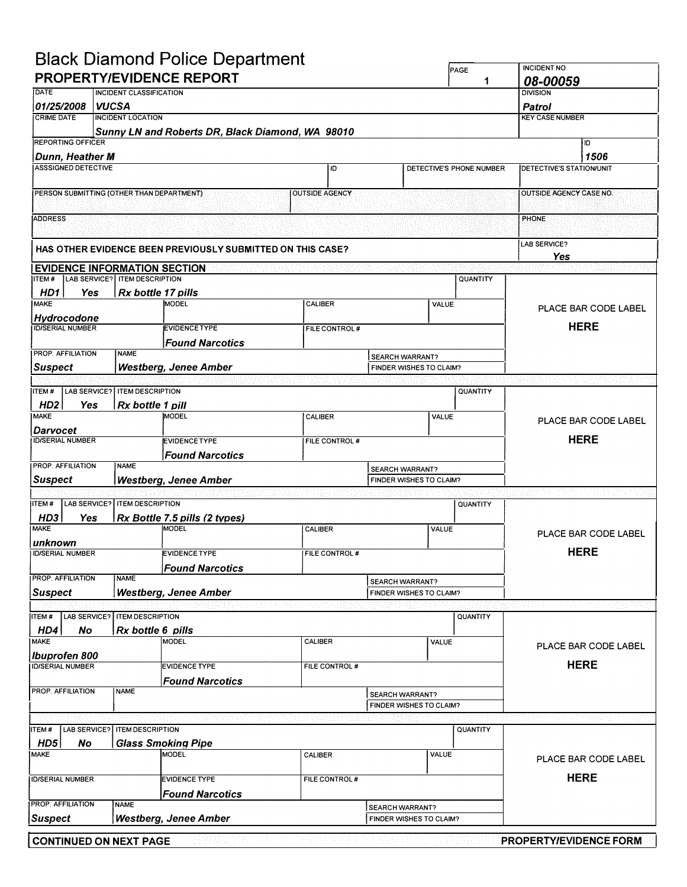# Black Diamond Police Department

## PROPERTY/EVIDENCE REPORT

| PAGE | INCIDENT NO. |
|---|---|
| 1 | 08-00059 |

| DATE | INCIDENT CLASSIFICATION | DIVISION |
|---|---|---|
| 01/25/2008 | VUCSA | Patrol |

| CRIME DATE | INCIDENT LOCATION | KEY CASE NUMBER |
|---|---|---|
| | Sunny LN and Roberts DR, Black Diamond, WA 98010 | |

| REPORTING OFFICER | ID |
|---|---|
| Dunn, Heather M | 1506 |

| ASSSIGNED DETECTIVE | ID | DETECTIVE'S PHONE NUMBER | DETECTIVE'S STATION/UNIT |
|---|---|---|---|
| | | | |

| PERSON SUBMITTING (OTHER THAN DEPARTMENT) | OUTSIDE AGENCY | OUTSIDE AGENCY CASE NO. |
|---|---|---|
| | | |

| ADDRESS | PHONE |
|---|---|
| | |

| HAS OTHER EVIDENCE BEEN PREVIOUSLY SUBMITTED ON THIS CASE? | LAB SERVICE? |
|---|---|
| | Yes |

### EVIDENCE INFORMATION SECTION

| ITEM # | LAB SERVICE? | ITEM DESCRIPTION | QUANTITY |
|---|---|---|---|
| HD1 | Yes | Rx bottle 17 pills | |

| MAKE | MODEL | CALIBER | VALUE |
|---|---|---|---|
| Hydrocodone | | | |

| ID/SERIAL NUMBER | EVIDENCE TYPE | FILE CONTROL # |
|---|---|---|
| | Found Narcotics | |

| PROP. AFFILIATION | NAME | SEARCH WARRANT? / FINDER WISHES TO CLAIM? |
|---|---|---|
| Suspect | Westberg, Jenee Amber | |

PLACE BAR CODE LABEL HERE

| ITEM # | LAB SERVICE? | ITEM DESCRIPTION | QUANTITY |
|---|---|---|---|
| HD2 | Yes | Rx bottle 1 pill | |

| MAKE | MODEL | CALIBER | VALUE |
|---|---|---|---|
| Darvocet | | | |

| ID/SERIAL NUMBER | EVIDENCE TYPE | FILE CONTROL # |
|---|---|---|
| | Found Narcotics | |

| PROP. AFFILIATION | NAME | SEARCH WARRANT? / FINDER WISHES TO CLAIM? |
|---|---|---|
| Suspect | Westberg, Jenee Amber | |

PLACE BAR CODE LABEL HERE

| ITEM # | LAB SERVICE? | ITEM DESCRIPTION | QUANTITY |
|---|---|---|---|
| HD3 | Yes | Rx Bottle 7.5 pills (2 types) | |

| MAKE | MODEL | CALIBER | VALUE |
|---|---|---|---|
| unknown | | | |

| ID/SERIAL NUMBER | EVIDENCE TYPE | FILE CONTROL # |
|---|---|---|
| | Found Narcotics | |

| PROP. AFFILIATION | NAME | SEARCH WARRANT? / FINDER WISHES TO CLAIM? |
|---|---|---|
| Suspect | Westberg, Jenee Amber | |

PLACE BAR CODE LABEL HERE

| ITEM # | LAB SERVICE? | ITEM DESCRIPTION | QUANTITY |
|---|---|---|---|
| HD4 | No | Rx bottle 6 pills | |

| MAKE | MODEL | CALIBER | VALUE |
|---|---|---|---|
| Ibuprofen 800 | | | |

| ID/SERIAL NUMBER | EVIDENCE TYPE | FILE CONTROL # |
|---|---|---|
| | Found Narcotics | |

| PROP. AFFILIATION | NAME | SEARCH WARRANT? / FINDER WISHES TO CLAIM? |
|---|---|---|
| | | |

PLACE BAR CODE LABEL HERE

| ITEM # | LAB SERVICE? | ITEM DESCRIPTION | QUANTITY |
|---|---|---|---|
| HD5 | No | Glass Smoking Pipe | |

| MAKE | MODEL | CALIBER | VALUE |
|---|---|---|---|
| | | | |

| ID/SERIAL NUMBER | EVIDENCE TYPE | FILE CONTROL # |
|---|---|---|
| | Found Narcotics | |

| PROP. AFFILIATION | NAME | SEARCH WARRANT? / FINDER WISHES TO CLAIM? |
|---|---|---|
| Suspect | Westberg, Jenee Amber | |

PLACE BAR CODE LABEL HERE

**CONTINUED ON NEXT PAGE** — **PROPERTY/EVIDENCE FORM**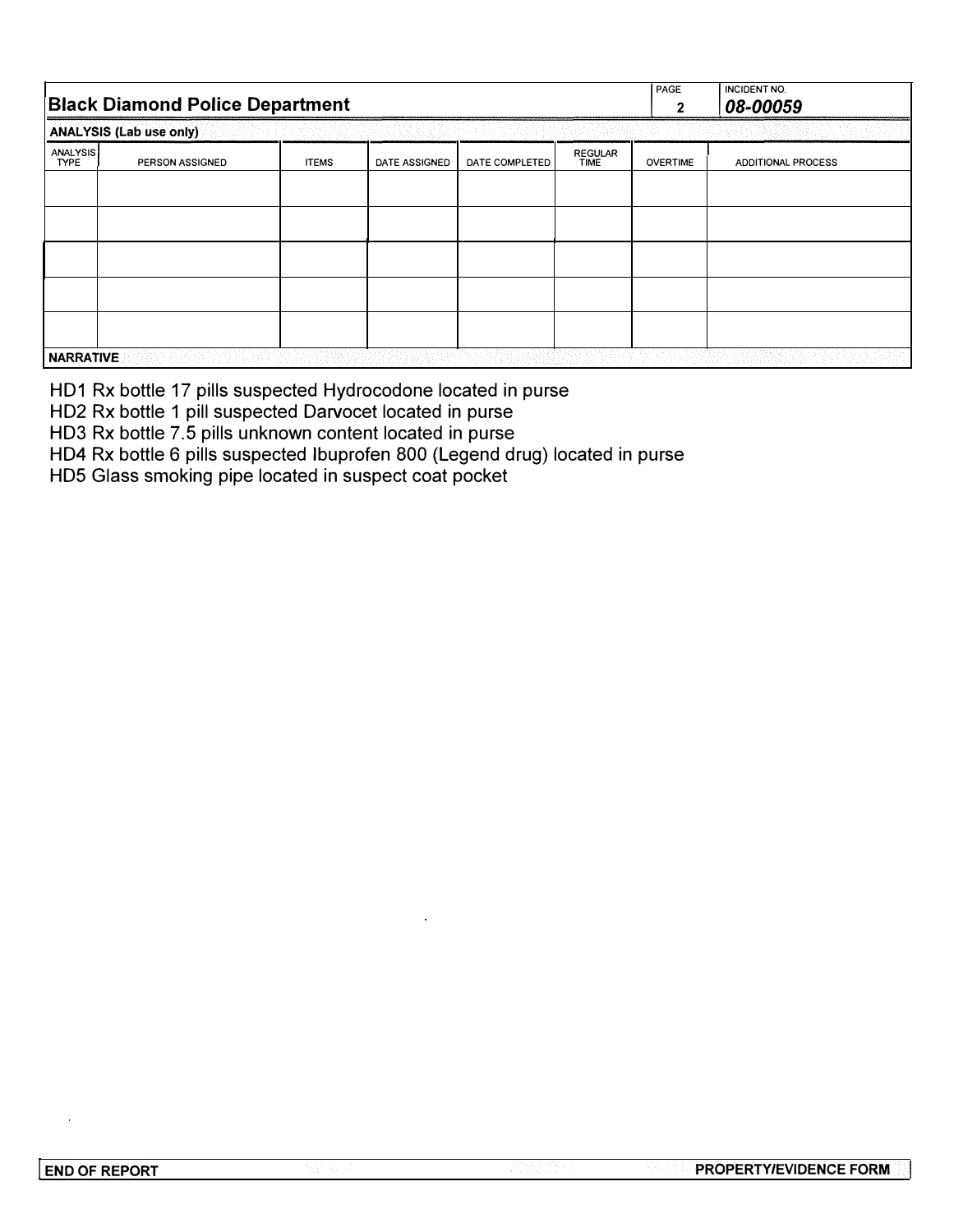# Black Diamond Police Department

| PAGE | INCIDENT NO. |
| --- | --- |
| 2 | 08-00059 |

**ANALYSIS (Lab use only)**

| ANALYSIS TYPE | PERSON ASSIGNED | ITEMS | DATE ASSIGNED | DATE COMPLETED | REGULAR TIME | OVERTIME | ADDITIONAL PROCESS |
| --- | --- | --- | --- | --- | --- | --- | --- |
| | | | | | | | |
| | | | | | | | |
| | | | | | | | |
| | | | | | | | |
| | | | | | | | |

**NARRATIVE**

HD1 Rx bottle 17 pills suspected Hydrocodone located in purse
HD2 Rx bottle 1 pill suspected Darvocet located in purse
HD3 Rx bottle 7.5 pills unknown content located in purse
HD4 Rx bottle 6 pills suspected Ibuprofen 800 (Legend drug) located in purse
HD5 Glass smoking pipe located in suspect coat pocket

**END OF REPORT** **PROPERTY/EVIDENCE FORM**